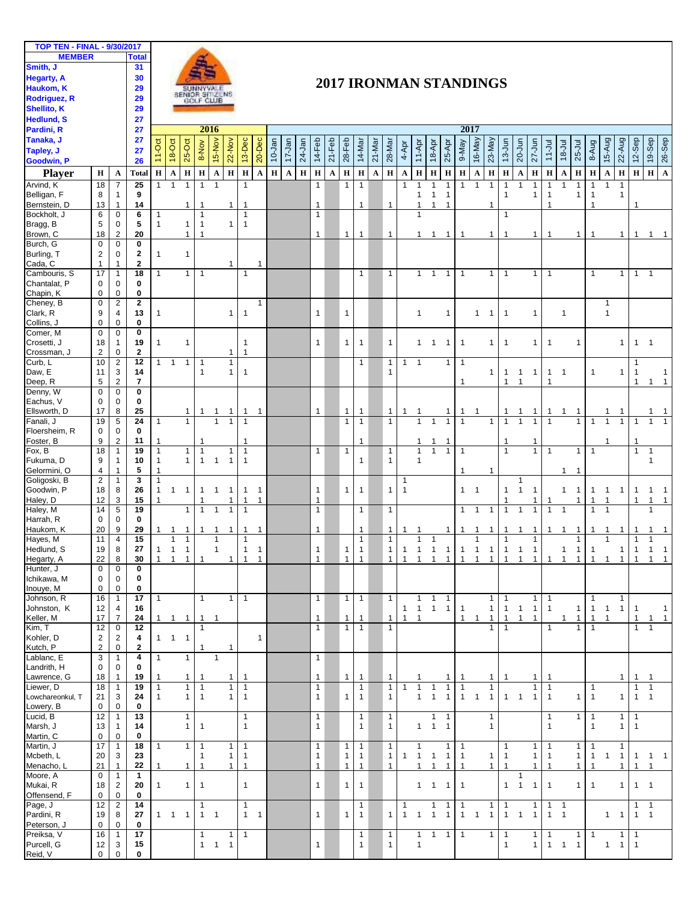| TOP TEN - FINAL - 9/30/2017 | |
|---|---|
| **MEMBER** | **Total** |
| Smith, J | 31 |
| Hegarty, A | 30 |
| Haukom, K | 29 |
| Rodriguez, R | 29 |
| Shellito, K | 29 |
| Hedlund, S | 27 |
| Pardini, R | 27 |
| Tanaka, J | 27 |
| Tapley, J | 27 |
| Goodwin, P | 26 |

SUNNYVALE SENIOR CITIZENS GOLF CLUB

# 2017 IRONMAN STANDINGS

| Player | H | A | Total | 2016 11-Oct | 18-Oct | 25-Oct | 8-Nov | 15-Nov | 22-Nov | 13-Dec | 20-Dec | 2017 10-Jan | 17-Jan | 24-Jan | 14-Feb | 21-Feb | 28-Feb | 14-Mar | 21-Mar | 28-Mar | 4-Apr | 11-Apr | 18-Apr | 25-Apr | 9-May | 16-May | 23-May | 13-Jun | 20-Jun | 27-Jun | 11-Jul | 18-Jul | 25-Jul | 8-Aug | 15-Aug | 22-Aug | 12-Sep | 19-Sep | 26-Sep |
|---|---|---|---|---|---|---|---|---|---|---|---|---|---|---|---|---|---|---|---|---|---|---|---|---|---|---|---|---|---|---|---|---|---|---|---|---|---|---|---|
| | | | | H | A | H | H | A | H | H | A | H | A | H | H | A | H | H | A | H | A | H | H | H | H | A | H | H | A | H | H | A | H | H | A | H | H | H | A |
| Arvind, K | 18 | 7 | 25 | 1 | 1 | 1 | 1 | 1 | | 1 | | | | | 1 | | 1 | 1 | | | 1 | 1 | 1 | 1 | 1 | 1 | 1 | 1 | 1 | 1 | 1 | 1 | 1 | 1 | 1 | 1 | | | |
| Belligan, F | 8 | 1 | 9 | | | | | | | | | | | | | | | | | | | 1 | 1 | 1 | | | | 1 | | 1 | 1 | | 1 | 1 | | 1 | | | |
| Bernstein, D | 13 | 1 | 14 | | | 1 | 1 | | 1 | 1 | | | | | 1 | | | 1 | | 1 | | 1 | 1 | 1 | | | 1 | | | | 1 | | | 1 | | | 1 | | |
| Bockholt, J | 6 | 0 | 6 | 1 | | | 1 | | | 1 | | | | | 1 | | | | | | | 1 | | | | | | 1 | | | | | | | | | | | |
| Bragg, B | 5 | 0 | 5 | 1 | | 1 | 1 | | 1 | 1 | | | | | | | | | | | | | | | | | | | | | | | | | | | | | |
| Brown, C | 18 | 2 | 20 | | | 1 | 1 | | | | | | | | 1 | | 1 | 1 | | 1 | | 1 | 1 | 1 | 1 | | 1 | 1 | | 1 | | | 1 | 1 | | 1 | 1 | 1 | 1 |
| Burch, G | 0 | 0 | 0 | | | | | | | | | | | | | | | | | | | | | | | | | | | | | | | | | | | | |
| Burling, T | 2 | 0 | 2 | 1 | | 1 | | | | | | | | | | | | | | | | | | | | | | | | | | | | | | | | | |
| Cada, C | 1 | 1 | 2 | | | | | | 1 | | 1 | | | | | | | | | | | | | | | | | | | | | | | | | | | | |
| Cambouris, S | 17 | 1 | 18 | 1 | | 1 | 1 | | | 1 | | | | | | | | 1 | | 1 | | 1 | 1 | 1 | 1 | | 1 | 1 | | 1 | 1 | | | 1 | | 1 | 1 | 1 | |
| Chantalat, P | 0 | 0 | 0 | | | | | | | | | | | | | | | | | | | | | | | | | | | | | | | | | | | | |
| Chapin, K | 0 | 0 | 0 | | | | | | | | | | | | | | | | | | | | | | | | | | | | | | | | | | | | |
| Cheney, B | 0 | 2 | 2 | | | | | | | | 1 | | | | | | | | | | | | | | | | | | | | | | | | 1 | | | | |
| Clark, R | 9 | 4 | 13 | 1 | | | | | 1 | 1 | | | | | 1 | | 1 | | | | | 1 | | 1 | | 1 | 1 | 1 | | 1 | | 1 | | | 1 | | | | |
| Collins, J | 0 | 0 | 0 | | | | | | | | | | | | | | | | | | | | | | | | | | | | | | | | | | | | |
| Comer, M | 0 | 0 | 0 | | | | | | | | | | | | | | | | | | | | | | | | | | | | | | | | | | | | |
| Crosetti, J | 18 | 1 | 19 | 1 | | 1 | | | | 1 | | | | | 1 | | 1 | 1 | | 1 | | 1 | 1 | 1 | 1 | | 1 | 1 | | 1 | 1 | | 1 | | | 1 | 1 | 1 | |
| Crossman, J | 2 | 0 | 2 | | | | | | 1 | 1 | | | | | | | | | | | | | | | | | | | | | | | | | | | | | |
| Curb, L | 10 | 2 | 12 | 1 | 1 | 1 | 1 | | 1 | | | | | | | | | 1 | | 1 | 1 | 1 | | 1 | 1 | | | | | | | | | | | | 1 | | |
| Daw, E | 11 | 3 | 14 | | | | 1 | | 1 | 1 | | | | | | | | | | 1 | | | | | | | 1 | 1 | 1 | 1 | 1 | 1 | | 1 | | 1 | 1 | | 1 |
| Deep, R | 5 | 2 | 7 | | | | | | | | | | | | | | | | | | | | | | 1 | | | 1 | 1 | | 1 | | | | | | 1 | 1 | 1 |
| Denny, W | 0 | 0 | 0 | | | | | | | | | | | | | | | | | | | | | | | | | | | | | | | | | | | | |
| Eachus, V | 0 | 0 | 0 | | | | | | | | | | | | | | | | | | | | | | | | | | | | | | | | | | | | |
| Ellsworth, D | 17 | 8 | 25 | | | 1 | 1 | 1 | 1 | 1 | 1 | | | | 1 | | 1 | 1 | | 1 | 1 | 1 | | 1 | 1 | 1 | | 1 | 1 | 1 | 1 | 1 | 1 | | 1 | 1 | | 1 | 1 |
| Fanali, J | 19 | 5 | 24 | 1 | | 1 | | 1 | 1 | 1 | | | | | | | 1 | 1 | | 1 | | 1 | 1 | 1 | 1 | | 1 | 1 | 1 | 1 | 1 | | 1 | 1 | 1 | 1 | 1 | 1 | 1 |
| Floersheim, R | 0 | 0 | 0 | | | | | | | | | | | | | | | | | | | | | | | | | | | | | | | | | | | | |
| Foster, B | 9 | 2 | 11 | 1 | | | 1 | | | 1 | | | | | | | | 1 | | | | 1 | 1 | 1 | | | | 1 | | 1 | | | | | 1 | | 1 | | |
| Fox, B | 18 | 1 | 19 | 1 | | 1 | 1 | | 1 | 1 | | | | | 1 | | 1 | | | 1 | | 1 | 1 | 1 | 1 | | | 1 | | 1 | 1 | | 1 | 1 | | | 1 | 1 | |
| Fukuma, D | 9 | 1 | 10 | | | 1 | 1 | 1 | 1 | 1 | | | | | | | | 1 | | 1 | | 1 | | | | | | | | | | | | | | | | 1 | |
| Gelormini, O | 4 | 1 | 5 | 1 | | | | | | | | | | | | | | | | | | | | | 1 | | 1 | | | | | 1 | 1 | | | | | | |
| Goligoski, B | 2 | 1 | 3 | 1 | | | | | | | | | | | | | | | | | 1 | | | | | | | | 1 | | | | | | | | | | |
| Goodwin, P | 18 | 8 | 26 | 1 | 1 | 1 | 1 | 1 | 1 | 1 | 1 | | | | 1 | | 1 | 1 | | 1 | 1 | | | | 1 | 1 | | 1 | 1 | 1 | | 1 | 1 | 1 | 1 | 1 | 1 | 1 | 1 |
| Haley, D | 12 | 3 | 15 | 1 | | | 1 | | 1 | 1 | 1 | | | | 1 | | | | | | | | | | | | | 1 | | 1 | 1 | | 1 | 1 | 1 | | 1 | 1 | 1 |
| Haley, M | 14 | 5 | 19 | | | 1 | 1 | 1 | 1 | 1 | | | | | 1 | | | 1 | | 1 | | | | | 1 | 1 | 1 | 1 | 1 | 1 | 1 | 1 | | 1 | 1 | | | 1 | |
| Harrah, R | 0 | 0 | 0 | | | | | | | | | | | | | | | | | | | | | | | | | | | | | | | | | | | | |
| Haukom, K | 20 | 9 | 29 | 1 | 1 | 1 | 1 | 1 | 1 | 1 | 1 | | | | 1 | | | 1 | | 1 | 1 | 1 | | 1 | 1 | 1 | 1 | 1 | 1 | 1 | 1 | 1 | 1 | 1 | 1 | 1 | 1 | 1 | 1 |
| Hayes, M | 11 | 4 | 15 | | 1 | 1 | | 1 | | 1 | | | | | | | | 1 | | 1 | | 1 | 1 | | | 1 | | 1 | | 1 | | | 1 | | 1 | | 1 | 1 | |
| Hedlund, S | 19 | 8 | 27 | 1 | 1 | 1 | | 1 | | 1 | 1 | | | | 1 | | 1 | 1 | | 1 | 1 | 1 | 1 | 1 | 1 | 1 | 1 | 1 | 1 | 1 | | 1 | 1 | 1 | | 1 | 1 | 1 | 1 |
| Hegarty, A | 22 | 8 | 30 | 1 | 1 | 1 | 1 | | 1 | 1 | 1 | | | | 1 | | 1 | 1 | | 1 | 1 | 1 | 1 | 1 | 1 | 1 | 1 | 1 | 1 | 1 | 1 | 1 | 1 | 1 | 1 | 1 | 1 | 1 | 1 |
| Hunter, J | 0 | 0 | 0 | | | | | | | | | | | | | | | | | | | | | | | | | | | | | | | | | | | | |
| Ichikawa, M | 0 | 0 | 0 | | | | | | | | | | | | | | | | | | | | | | | | | | | | | | | | | | | | |
| Inouye, M | 0 | 0 | 0 | | | | | | | | | | | | | | | | | | | | | | | | | | | | | | | | | | | | |
| Johnson, R | 16 | 1 | 17 | 1 | | | 1 | | 1 | 1 | | | | | 1 | | 1 | 1 | | 1 | | 1 | 1 | 1 | | | 1 | 1 | | 1 | 1 | | | 1 | | 1 | | | |
| Johnston, K | 12 | 4 | 16 | | | | | | | | | | | | | | | | | | 1 | 1 | 1 | 1 | 1 | | 1 | 1 | 1 | 1 | 1 | | 1 | 1 | 1 | 1 | 1 | | 1 |
| Keller, M | 17 | 7 | 24 | 1 | 1 | 1 | 1 | 1 | | | | | | | 1 | | 1 | 1 | | 1 | 1 | 1 | | | 1 | 1 | 1 | 1 | 1 | 1 | | 1 | 1 | 1 | 1 | | 1 | 1 | 1 |
| Kim, T | 12 | 0 | 12 | | | | 1 | | | | | | | | 1 | | 1 | 1 | | 1 | | | | | | | 1 | 1 | | | 1 | | 1 | 1 | | | 1 | 1 | |
| Kohler, D | 2 | 2 | 4 | 1 | 1 | 1 | | | | | 1 | | | | | | | | | | | | | | | | | | | | | | | | | | | | |
| Kutch, P | 2 | 0 | 2 | | | | 1 | | 1 | | | | | | | | | | | | | | | | | | | | | | | | | | | | | | |
| Lablanc, E | 3 | 1 | 4 | 1 | | 1 | | 1 | | | | | | | 1 | | | | | | | | | | | | | | | | | | | | | | | | |
| Landrith, H | 0 | 0 | 0 | | | | | | | | | | | | | | | | | | | | | | | | | | | | | | | | | | | | |
| Lawrence, G | 18 | 1 | 19 | 1 | | 1 | 1 | | 1 | 1 | | | | | 1 | | 1 | 1 | | 1 | | 1 | | 1 | 1 | | 1 | 1 | | 1 | 1 | | | | | 1 | 1 | 1 | |
| Liewer, D | 18 | 1 | 19 | 1 | | 1 | 1 | | 1 | 1 | | | | | 1 | | | 1 | | 1 | 1 | 1 | 1 | 1 | 1 | | 1 | | | 1 | 1 | | | 1 | | | 1 | 1 | |
| Lowchareonkul, T | 21 | 3 | 24 | 1 | | 1 | 1 | | 1 | 1 | | | | | 1 | | 1 | 1 | | 1 | | 1 | 1 | 1 | 1 | 1 | 1 | 1 | 1 | 1 | 1 | | 1 | 1 | | 1 | 1 | 1 | |
| Lowery, B | 0 | 0 | 0 | | | | | | | | | | | | | | | | | | | | | | | | | | | | | | | | | | | | |
| Lucid, B | 12 | 1 | 13 | | | 1 | | | | 1 | | | | | 1 | | | 1 | | 1 | | | 1 | 1 | | | 1 | | | | 1 | | 1 | 1 | | 1 | 1 | | |
| Marsh, J | 13 | 1 | 14 | | | 1 | 1 | | | 1 | | | | | 1 | | | 1 | | 1 | | 1 | 1 | 1 | | | 1 | | | | 1 | | | 1 | | 1 | 1 | | |
| Martin, C | 0 | 0 | 0 | | | | | | | | | | | | | | | | | | | | | | | | | | | | | | | | | | | | |
| Martin, J | 17 | 1 | 18 | 1 | | 1 | 1 | | 1 | 1 | | | | | 1 | | 1 | 1 | | 1 | | 1 | | 1 | 1 | | | 1 | | 1 | 1 | | 1 | 1 | | 1 | | | |
| Mcbeth, L | 20 | 3 | 23 | | | | 1 | | 1 | 1 | | | | | 1 | | 1 | 1 | | 1 | 1 | 1 | 1 | 1 | 1 | | 1 | 1 | | 1 | 1 | | 1 | 1 | 1 | 1 | 1 | 1 | 1 |
| Menacho, L | 21 | 1 | 22 | 1 | | 1 | 1 | | 1 | 1 | | | | | 1 | | 1 | 1 | | 1 | | 1 | 1 | 1 | 1 | | 1 | 1 | | 1 | 1 | | 1 | 1 | | 1 | 1 | 1 | |
| Moore, A | 0 | 1 | 1 | | | | | | | | | | | | | | | | | | | | | | | | | | 1 | | | | | | | | | | |
| Mukai, R | 18 | 2 | 20 | 1 | | 1 | 1 | | | 1 | | | | | 1 | | 1 | 1 | | | | 1 | 1 | 1 | 1 | | | 1 | 1 | 1 | 1 | | 1 | 1 | | 1 | 1 | 1 | |
| Offensend, F | 0 | 0 | 0 | | | | | | | | | | | | | | | | | | | | | | | | | | | | | | | | | | | | |
| Page, J | 12 | 2 | 14 | | | | 1 | | | 1 | | | | | | | | 1 | | | 1 | | 1 | 1 | 1 | | 1 | 1 | | 1 | 1 | 1 | | | | | 1 | 1 | |
| Pardini, R | 19 | 8 | 27 | 1 | 1 | 1 | 1 | 1 | | 1 | 1 | | | | 1 | | 1 | 1 | | 1 | 1 | 1 | 1 | 1 | 1 | 1 | 1 | 1 | 1 | 1 | 1 | 1 | | | 1 | 1 | 1 | 1 | |
| Peterson, J | 0 | 0 | 0 | | | | | | | | | | | | | | | | | | | | | | | | | | | | | | | | | | | | |
| Preiksa, V | 16 | 1 | 17 | | | | 1 | | 1 | 1 | | | | | | | | 1 | | 1 | | 1 | 1 | 1 | 1 | | 1 | 1 | | 1 | 1 | | 1 | 1 | | 1 | 1 | | |
| Purcell, G | 12 | 3 | 15 | | | | 1 | 1 | 1 | | | | | | 1 | | | 1 | | 1 | | 1 | | | | | | 1 | | 1 | 1 | 1 | 1 | | 1 | 1 | 1 | | |
| Reid, V | 0 | 0 | 0 | | | | | | | | | | | | | | | | | | | | | | | | | | | | | | | | | | | | |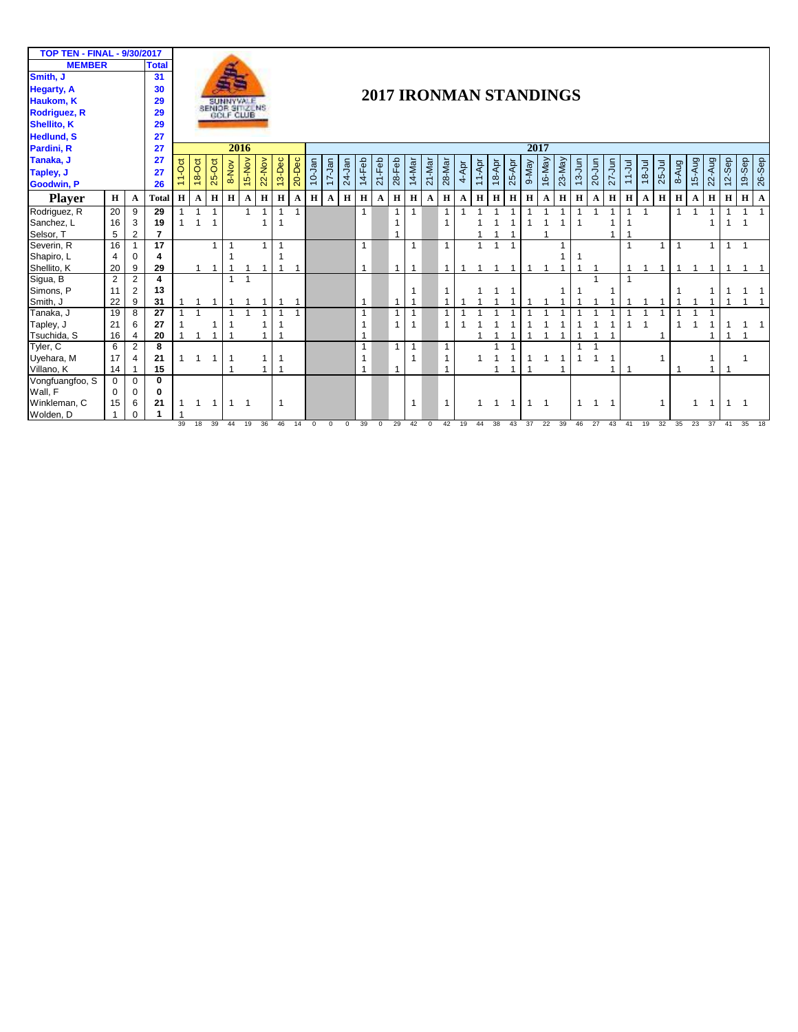| TOP TEN - FINAL - 9/30/2017 | |
|---|---|
| **MEMBER** | **Total** |
| Smith, J | 31 |
| Hegarty, A | 30 |
| Haukom, K | 29 |
| Rodriguez, R | 29 |
| Shellito, K | 29 |
| Hedlund, S | 27 |
| Pardini, R | 27 |
| Tanaka, J | 27 |
| Tapley, J | 27 |
| Goodwin, P | 26 |

SUNNYVALE SENIOR CITIZENS GOLF CLUB

# 2017 IRONMAN STANDINGS

| | | | | 2016 | | | | | | | | 2017 | | | | | | | | | | | | | | | | | | | | | | | | | | | |
|---|---|---|---|---|---|---|---|---|---|---|---|---|---|---|---|---|---|---|---|---|---|---|---|---|---|---|---|---|---|---|---|---|---|---|---|---|---|---|---|
| | | | | 11-Oct | 18-Oct | 25-Oct | 8-Nov | 15-Nov | 22-Nov | 13-Dec | 20-Dec | 10-Jan | 17-Jan | 24-Jan | 14-Feb | 21-Feb | 28-Feb | 14-Mar | 21-Mar | 28-Mar | 4-Apr | 11-Apr | 18-Apr | 25-Apr | 9-May | 16-May | 23-May | 13-Jun | 20-Jun | 27-Jun | 11-Jul | 18-Jul | 25-Jul | 8-Aug | 15-Aug | 22-Aug | 12-Sep | 19-Sep | 26-Sep |
| **Player** | **H** | **A** | **Total** | **H** | **A** | **H** | **H** | **A** | **H** | **H** | **A** | **H** | **A** | **H** | **H** | **A** | **H** | **H** | **A** | **H** | **A** | **H** | **H** | **H** | **H** | **A** | **H** | **H** | **A** | **H** | **H** | **A** | **H** | **H** | **A** | **H** | **H** | **H** | **A** |
| Rodriguez, R | 20 | 9 | 29 | 1 | 1 | 1 | | 1 | 1 | 1 | 1 | | | | 1 | | 1 | 1 | | 1 | 1 | 1 | 1 | 1 | 1 | 1 | 1 | 1 | 1 | 1 | 1 | 1 | | 1 | 1 | 1 | 1 | 1 | 1 |
| Sanchez, L | 16 | 3 | 19 | 1 | 1 | 1 | | | 1 | 1 | | | | | | | 1 | | | 1 | | 1 | 1 | 1 | 1 | 1 | 1 | 1 | | 1 | 1 | | | | | 1 | 1 | 1 | |
| Selsor, T | 5 | 2 | 7 | | | | | | | | | | | | | | 1 | | | | | 1 | 1 | 1 | | 1 | | | | 1 | 1 | | | | | | | | |
| Severin, R | 16 | 1 | 17 | | | 1 | 1 | | 1 | 1 | | | | | 1 | | | 1 | | 1 | | 1 | 1 | 1 | | | 1 | | | | 1 | | 1 | 1 | | 1 | 1 | 1 | |
| Shapiro, L | 4 | 0 | 4 | | | | 1 | | | 1 | | | | | | | | | | | | | | | | | 1 | 1 | | | | | | | | | | | |
| Shellito, K | 20 | 9 | 29 | | 1 | 1 | 1 | 1 | 1 | 1 | 1 | | | | 1 | | 1 | 1 | | 1 | 1 | 1 | 1 | 1 | 1 | 1 | 1 | 1 | 1 | | 1 | 1 | 1 | 1 | 1 | 1 | 1 | 1 | 1 |
| Sigua, B | 2 | 2 | 4 | | | | 1 | 1 | | | | | | | | | | | | | | | | | | | | | 1 | | 1 | | | | | | | | |
| Simons, P | 11 | 2 | 13 | | | | | | | | | | | | | | | 1 | | 1 | | 1 | 1 | 1 | | | 1 | 1 | | 1 | | | | 1 | | 1 | 1 | 1 | 1 |
| Smith, J | 22 | 9 | 31 | 1 | 1 | 1 | 1 | 1 | 1 | 1 | 1 | | | | 1 | | 1 | 1 | | 1 | 1 | 1 | 1 | 1 | 1 | 1 | 1 | 1 | 1 | 1 | 1 | 1 | 1 | 1 | 1 | 1 | 1 | 1 | 1 |
| Tanaka, J | 19 | 8 | 27 | 1 | 1 | | 1 | 1 | 1 | 1 | 1 | | | | 1 | | 1 | 1 | | 1 | 1 | 1 | 1 | 1 | 1 | 1 | 1 | 1 | 1 | 1 | 1 | 1 | 1 | 1 | 1 | 1 | | | |
| Tapley, J | 21 | 6 | 27 | 1 | | 1 | 1 | | 1 | 1 | | | | | 1 | | 1 | 1 | | 1 | 1 | 1 | 1 | 1 | 1 | 1 | 1 | 1 | 1 | 1 | 1 | 1 | | 1 | 1 | 1 | 1 | 1 | 1 |
| Tsuchida, S | 16 | 4 | 20 | 1 | 1 | 1 | 1 | | 1 | 1 | | | | | 1 | | | | | | | 1 | 1 | 1 | 1 | 1 | 1 | 1 | 1 | 1 | | | 1 | | | 1 | 1 | 1 | |
| Tyler, C | 6 | 2 | 8 | | | | | | | | | | | | 1 | | 1 | 1 | | 1 | | | 1 | 1 | | | | 1 | 1 | | | | | | | | | | |
| Uyehara, M | 17 | 4 | 21 | 1 | 1 | 1 | 1 | | 1 | 1 | | | | | 1 | | | 1 | | 1 | | 1 | 1 | 1 | 1 | 1 | 1 | 1 | 1 | 1 | | | 1 | | | 1 | | 1 | |
| Villano, K | 14 | 1 | 15 | | | | 1 | | 1 | 1 | | | | | 1 | | 1 | | | 1 | | | 1 | 1 | 1 | | 1 | | | 1 | 1 | | | 1 | | 1 | 1 | | |
| Vongfuangfoo, S | 0 | 0 | 0 | | | | | | | | | | | | | | | | | | | | | | | | | | | | | | | | | | | | |
| Wall, F | 0 | 0 | 0 | | | | | | | | | | | | | | | | | | | | | | | | | | | | | | | | | | | | |
| Winkleman, C | 15 | 6 | 21 | 1 | 1 | 1 | 1 | 1 | | 1 | | | | | | | | 1 | | 1 | | 1 | 1 | 1 | 1 | 1 | | 1 | 1 | 1 | | | 1 | | 1 | 1 | 1 | 1 | |
| Wolden, D | 1 | 0 | 1 | 1 | | | | | | | | | | | | | | | | | | | | | | | | | | | | | | | | | | | |
| | | | | 39 | 18 | 39 | 44 | 19 | 36 | 46 | 14 | 0 | 0 | 0 | 39 | 0 | 29 | 42 | 0 | 42 | 19 | 44 | 38 | 43 | 37 | 22 | 39 | 46 | 27 | 43 | 41 | 19 | 32 | 35 | 23 | 37 | 41 | 35 | 18 |